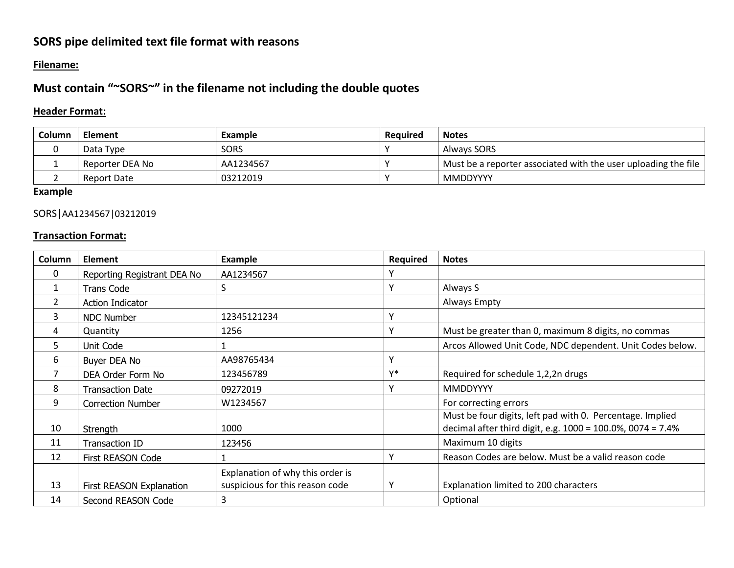## SORS pipe delimited text file format with reasons

**Filename:**

## Must contain "~SORS~" in the filename not including the double quotes

**Header Format:**

| Column | Element | Example | Required | Notes |
|---|---|---|---|---|
| 0 | Data Type | SORS | Y | Always SORS |
| 1 | Reporter DEA No | AA1234567 | Y | Must be a reporter associated with the user uploading the file |
| 2 | Report Date | 03212019 | Y | MMDDYYYY |

**Example**

SORS|AA1234567|03212019

**Transaction Format:**

| Column | Element | Example | Required | Notes |
|---|---|---|---|---|
| 0 | Reporting Registrant DEA No | AA1234567 | Y | |
| 1 | Trans Code | S | Y | Always S |
| 2 | Action Indicator | | | Always Empty |
| 3 | NDC Number | 12345121234 | Y | |
| 4 | Quantity | 1256 | Y | Must be greater than 0, maximum 8 digits, no commas |
| 5 | Unit Code | 1 | | Arcos Allowed Unit Code, NDC dependent. Unit Codes below. |
| 6 | Buyer DEA No | AA98765434 | Y | |
| 7 | DEA Order Form No | 123456789 | Y* | Required for schedule 1,2,2n drugs |
| 8 | Transaction Date | 09272019 | Y | MMDDYYYY |
| 9 | Correction Number | W1234567 | | For correcting errors |
| 10 | Strength | 1000 | | Must be four digits, left pad with 0. Percentage. Implied decimal after third digit, e.g. 1000 = 100.0%, 0074 = 7.4% |
| 11 | Transaction ID | 123456 | | Maximum 10 digits |
| 12 | First REASON Code | 1 | Y | Reason Codes are below. Must be a valid reason code |
| 13 | First REASON Explanation | Explanation of why this order is suspicious for this reason code | Y | Explanation limited to 200 characters |
| 14 | Second REASON Code | 3 | | Optional |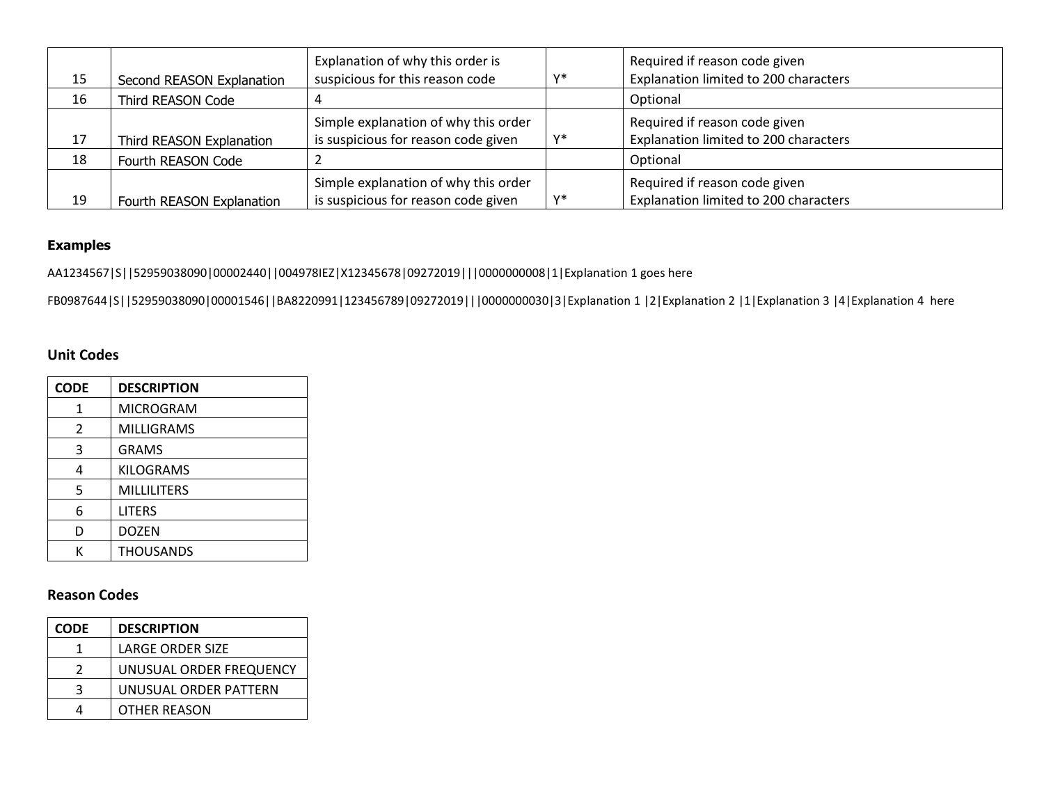| | | | | |
|---|---|---|---|---|
| 15 | Second REASON Explanation | Explanation of why this order is suspicious for this reason code | Y* | Required if reason code given<br>Explanation limited to 200 characters |
| 16 | Third REASON Code | 4 | | Optional |
| 17 | Third REASON Explanation | Simple explanation of why this order is suspicious for reason code given | Y* | Required if reason code given<br>Explanation limited to 200 characters |
| 18 | Fourth REASON Code | 2 | | Optional |
| 19 | Fourth REASON Explanation | Simple explanation of why this order is suspicious for reason code given | Y* | Required if reason code given<br>Explanation limited to 200 characters |

**Examples**

AA1234567|S||52959038090|00002440||004978IEZ|X12345678|09272019|||0000000008|1|Explanation 1 goes here

FB0987644|S||52959038090|00001546||BA8220991|123456789|09272019|||0000000030|3|Explanation 1 |2|Explanation 2 |1|Explanation 3 |4|Explanation 4 here

**Unit Codes**

| CODE | DESCRIPTION |
|---|---|
| 1 | MICROGRAM |
| 2 | MILLIGRAMS |
| 3 | GRAMS |
| 4 | KILOGRAMS |
| 5 | MILLILITERS |
| 6 | LITERS |
| D | DOZEN |
| K | THOUSANDS |

**Reason Codes**

| CODE | DESCRIPTION |
|---|---|
| 1 | LARGE ORDER SIZE |
| 2 | UNUSUAL ORDER FREQUENCY |
| 3 | UNUSUAL ORDER PATTERN |
| 4 | OTHER REASON |